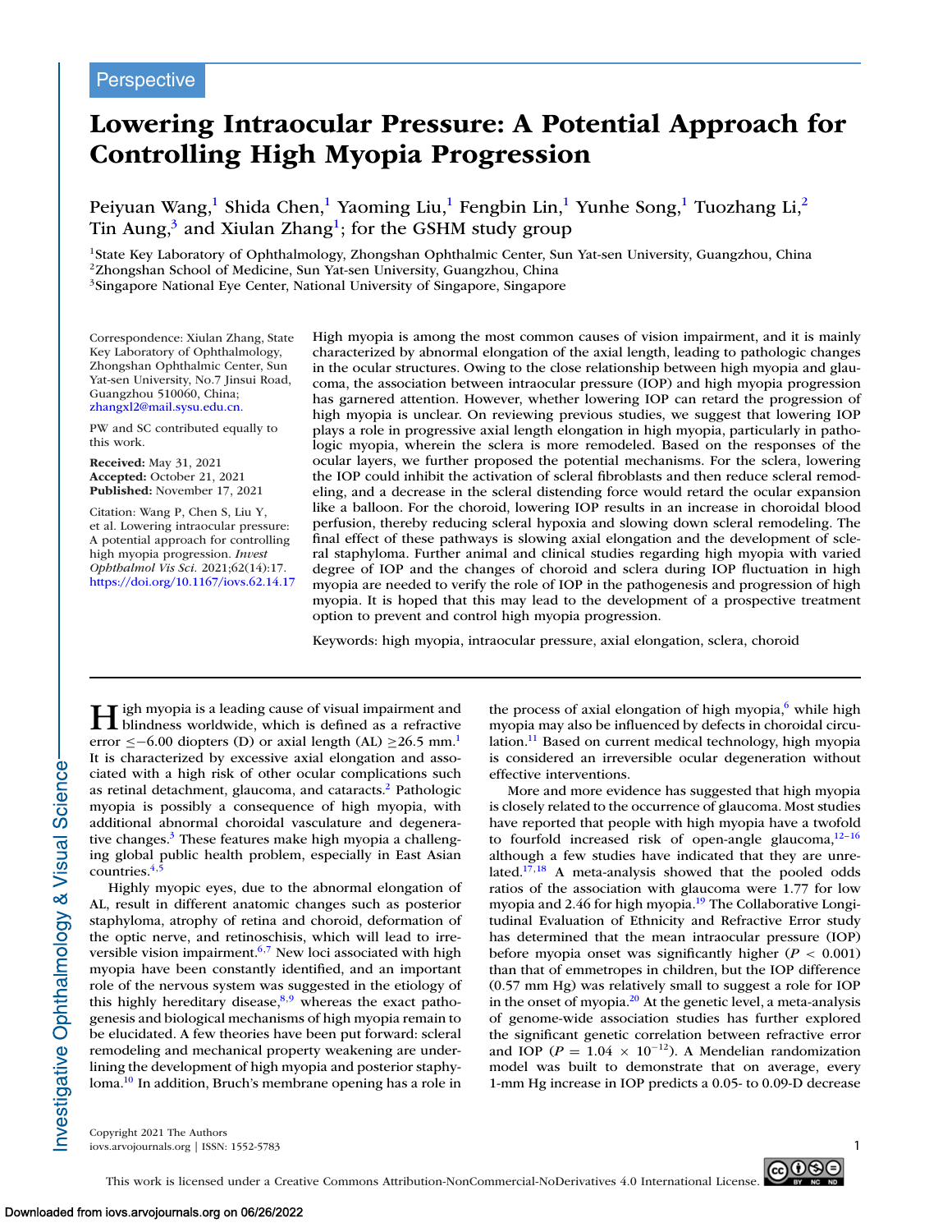Perspective

# Lowering Intraocular Pressure: A Potential Approach for Controlling High Myopia Progression

Peiyuan Wang,[1] Shida Chen,[1] Yaoming Liu,[1] Fengbin Lin,[1] Yunhe Song,[1] Tuozhang Li,[2] Tin Aung,[3] and Xiulan Zhang[1]; for the GSHM study group

[1]State Key Laboratory of Ophthalmology, Zhongshan Ophthalmic Center, Sun Yat-sen University, Guangzhou, China
[2]Zhongshan School of Medicine, Sun Yat-sen University, Guangzhou, China
[3]Singapore National Eye Center, National University of Singapore, Singapore

Correspondence: Xiulan Zhang, State Key Laboratory of Ophthalmology, Zhongshan Ophthalmic Center, Sun Yat-sen University, No.7 Jinsui Road, Guangzhou 510060, China; zhangxl2@mail.sysu.edu.cn.

PW and SC contributed equally to this work.

**Received:** May 31, 2021
**Accepted:** October 21, 2021
**Published:** November 17, 2021

Citation: Wang P, Chen S, Liu Y, et al. Lowering intraocular pressure: A potential approach for controlling high myopia progression. *Invest Ophthalmol Vis Sci.* 2021;62(14):17. https://doi.org/10.1167/iovs.62.14.17

High myopia is among the most common causes of vision impairment, and it is mainly characterized by abnormal elongation of the axial length, leading to pathologic changes in the ocular structures. Owing to the close relationship between high myopia and glaucoma, the association between intraocular pressure (IOP) and high myopia progression has garnered attention. However, whether lowering IOP can retard the progression of high myopia is unclear. On reviewing previous studies, we suggest that lowering IOP plays a role in progressive axial length elongation in high myopia, particularly in pathologic myopia, wherein the sclera is more remodeled. Based on the responses of the ocular layers, we further proposed the potential mechanisms. For the sclera, lowering the IOP could inhibit the activation of scleral fibroblasts and then reduce scleral remodeling, and a decrease in the scleral distending force would retard the ocular expansion like a balloon. For the choroid, lowering IOP results in an increase in choroidal blood perfusion, thereby reducing scleral hypoxia and slowing down scleral remodeling. The final effect of these pathways is slowing axial elongation and the development of scleral staphyloma. Further animal and clinical studies regarding high myopia with varied degree of IOP and the changes of choroid and sclera during IOP fluctuation in high myopia are needed to verify the role of IOP in the pathogenesis and progression of high myopia. It is hoped that this may lead to the development of a prospective treatment option to prevent and control high myopia progression.

Keywords: high myopia, intraocular pressure, axial elongation, sclera, choroid

High myopia is a leading cause of visual impairment and blindness worldwide, which is defined as a refractive error ≤−6.00 diopters (D) or axial length (AL) ≥26.5 mm.[1] It is characterized by excessive axial elongation and associated with a high risk of other ocular complications such as retinal detachment, glaucoma, and cataracts.[2] Pathologic myopia is possibly a consequence of high myopia, with additional abnormal choroidal vasculature and degenerative changes.[3] These features make high myopia a challenging global public health problem, especially in East Asian countries.[4,5]

Highly myopic eyes, due to the abnormal elongation of AL, result in different anatomic changes such as posterior staphyloma, atrophy of retina and choroid, deformation of the optic nerve, and retinoschisis, which will lead to irreversible vision impairment.[6,7] New loci associated with high myopia have been constantly identified, and an important role of the nervous system was suggested in the etiology of this highly hereditary disease,[8,9] whereas the exact pathogenesis and biological mechanisms of high myopia remain to be elucidated. A few theories have been put forward: scleral remodeling and mechanical property weakening are underlining the development of high myopia and posterior staphyloma.[10] In addition, Bruch's membrane opening has a role in the process of axial elongation of high myopia,[6] while high myopia may also be influenced by defects in choroidal circulation.[11] Based on current medical technology, high myopia is considered an irreversible ocular degeneration without effective interventions.

More and more evidence has suggested that high myopia is closely related to the occurrence of glaucoma. Most studies have reported that people with high myopia have a twofold to fourfold increased risk of open-angle glaucoma,[12–16] although a few studies have indicated that they are unrelated.[17,18] A meta-analysis showed that the pooled odds ratios of the association with glaucoma were 1.77 for low myopia and 2.46 for high myopia.[19] The Collaborative Longitudinal Evaluation of Ethnicity and Refractive Error study has determined that the mean intraocular pressure (IOP) before myopia onset was significantly higher ($P < 0.001$) than that of emmetropes in children, but the IOP difference (0.57 mm Hg) was relatively small to suggest a role for IOP in the onset of myopia.[20] At the genetic level, a meta-analysis of genome-wide association studies has further explored the significant genetic correlation between refractive error and IOP ($P = 1.04 \times 10^{-12}$). A Mendelian randomization model was built to demonstrate that on average, every 1-mm Hg increase in IOP predicts a 0.05- to 0.09-D decrease

Copyright 2021 The Authors
iovs.arvojournals.org | ISSN: 1552-5783

This work is licensed under a Creative Commons Attribution-NonCommercial-NoDerivatives 4.0 International License.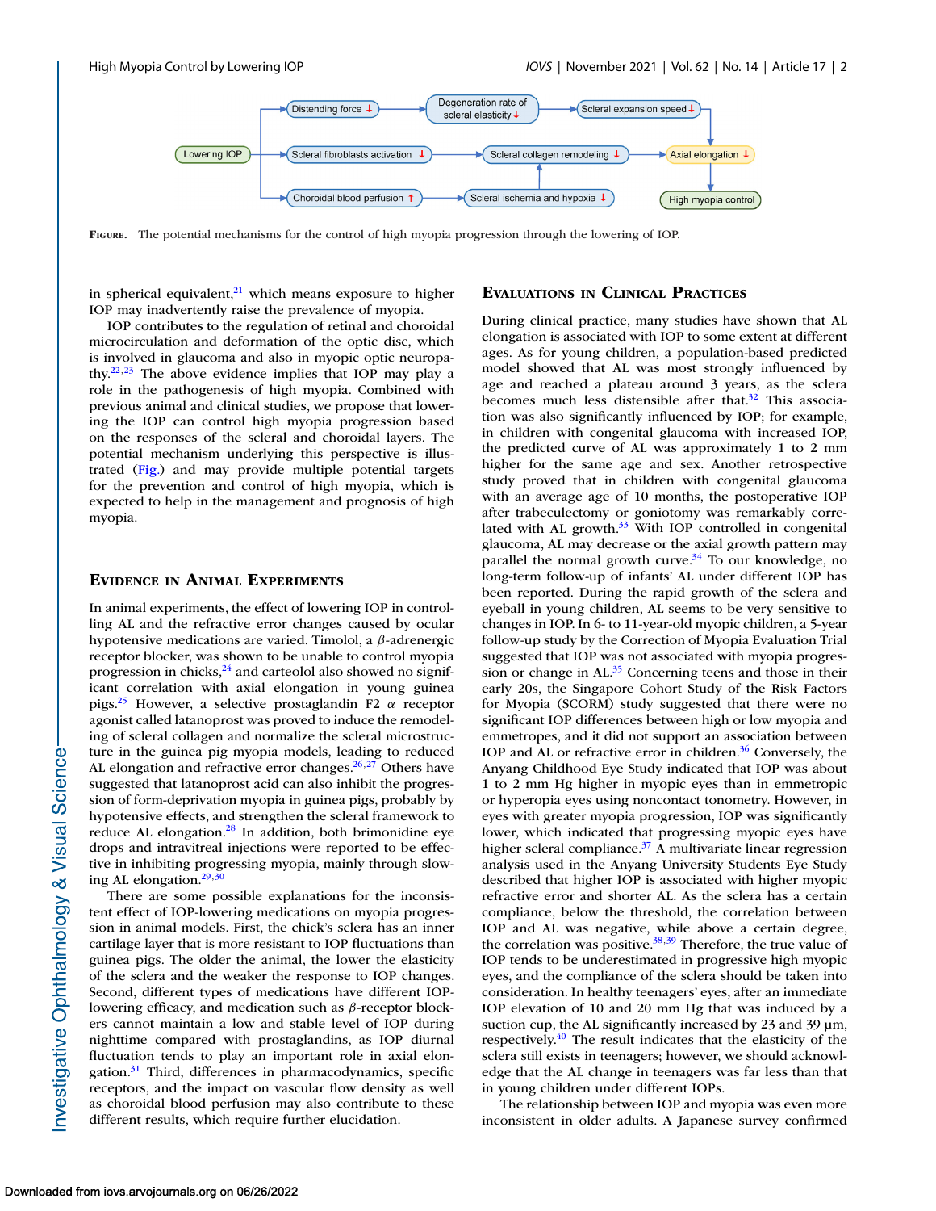FIGURE. The potential mechanisms for the control of high myopia progression through the lowering of IOP.

in spherical equivalent,[21] which means exposure to higher IOP may inadvertently raise the prevalence of myopia.

IOP contributes to the regulation of retinal and choroidal microcirculation and deformation of the optic disc, which is involved in glaucoma and also in myopic optic neuropathy.[22,23] The above evidence implies that IOP may play a role in the pathogenesis of high myopia. Combined with previous animal and clinical studies, we propose that lowering the IOP can control high myopia progression based on the responses of the scleral and choroidal layers. The potential mechanism underlying this perspective is illustrated (Fig.) and may provide multiple potential targets for the prevention and control of high myopia, which is expected to help in the management and prognosis of high myopia.

## Evidence in Animal Experiments

In animal experiments, the effect of lowering IOP in controlling AL and the refractive error changes caused by ocular hypotensive medications are varied. Timolol, a β-adrenergic receptor blocker, was shown to be unable to control myopia progression in chicks,[24] and carteolol also showed no significant correlation with axial elongation in young guinea pigs.[25] However, a selective prostaglandin F2 α receptor agonist called latanoprost was proved to induce the remodeling of scleral collagen and normalize the scleral microstructure in the guinea pig myopia models, leading to reduced AL elongation and refractive error changes.[26,27] Others have suggested that latanoprost acid can also inhibit the progression of form-deprivation myopia in guinea pigs, probably by hypotensive effects, and strengthen the scleral framework to reduce AL elongation.[28] In addition, both brimonidine eye drops and intravitreal injections were reported to be effective in inhibiting progressing myopia, mainly through slowing AL elongation.[29,30]

There are some possible explanations for the inconsistent effect of IOP-lowering medications on myopia progression in animal models. First, the chick's sclera has an inner cartilage layer that is more resistant to IOP fluctuations than guinea pigs. The older the animal, the lower the elasticity of the sclera and the weaker the response to IOP changes. Second, different types of medications have different IOP-lowering efficacy, and medication such as β-receptor blockers cannot maintain a low and stable level of IOP during nighttime compared with prostaglandins, as IOP diurnal fluctuation tends to play an important role in axial elongation.[31] Third, differences in pharmacodynamics, specific receptors, and the impact on vascular flow density as well as choroidal blood perfusion may also contribute to these different results, which require further elucidation.

## Evaluations in Clinical Practices

During clinical practice, many studies have shown that AL elongation is associated with IOP to some extent at different ages. As for young children, a population-based predicted model showed that AL was most strongly influenced by age and reached a plateau around 3 years, as the sclera becomes much less distensible after that.[32] This association was also significantly influenced by IOP; for example, in children with congenital glaucoma with increased IOP, the predicted curve of AL was approximately 1 to 2 mm higher for the same age and sex. Another retrospective study proved that in children with congenital glaucoma with an average age of 10 months, the postoperative IOP after trabeculectomy or goniotomy was remarkably correlated with AL growth.[33] With IOP controlled in congenital glaucoma, AL may decrease or the axial growth pattern may parallel the normal growth curve.[34] To our knowledge, no long-term follow-up of infants' AL under different IOP has been reported. During the rapid growth of the sclera and eyeball in young children, AL seems to be very sensitive to changes in IOP. In 6- to 11-year-old myopic children, a 5-year follow-up study by the Correction of Myopia Evaluation Trial suggested that IOP was not associated with myopia progression or change in AL.[35] Concerning teens and those in their early 20s, the Singapore Cohort Study of the Risk Factors for Myopia (SCORM) study suggested that there were no significant IOP differences between high or low myopia and emmetropes, and it did not support an association between IOP and AL or refractive error in children.[36] Conversely, the Anyang Childhood Eye Study indicated that IOP was about 1 to 2 mm Hg higher in myopic eyes than in emmetropic or hyperopia eyes using noncontact tonometry. However, in eyes with greater myopia progression, IOP was significantly lower, which indicated that progressing myopic eyes have higher scleral compliance.[37] A multivariate linear regression analysis used in the Anyang University Students Eye Study described that higher IOP is associated with higher myopic refractive error and shorter AL. As the sclera has a certain compliance, below the threshold, the correlation between IOP and AL was negative, while above a certain degree, the correlation was positive.[38,39] Therefore, the true value of IOP tends to be underestimated in progressive high myopic eyes, and the compliance of the sclera should be taken into consideration. In healthy teenagers' eyes, after an immediate IOP elevation of 10 and 20 mm Hg that was induced by a suction cup, the AL significantly increased by 23 and 39 µm, respectively.[40] The result indicates that the elasticity of the sclera still exists in teenagers; however, we should acknowledge that the AL change in teenagers was far less than that in young children under different IOPs.

The relationship between IOP and myopia was even more inconsistent in older adults. A Japanese survey confirmed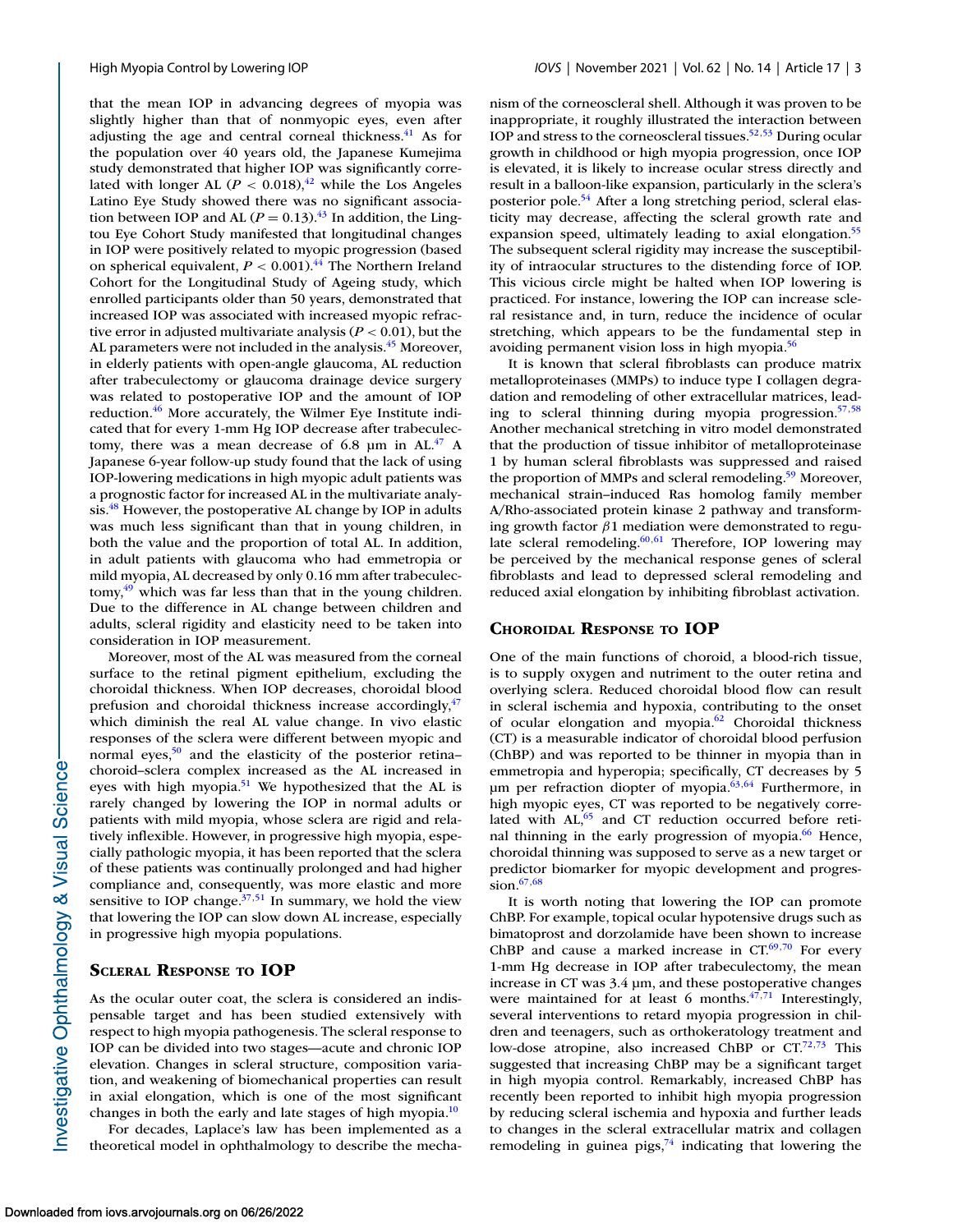that the mean IOP in advancing degrees of myopia was slightly higher than that of nonmyopic eyes, even after adjusting the age and central corneal thickness.[41] As for the population over 40 years old, the Japanese Kumejima study demonstrated that higher IOP was significantly correlated with longer AL ($P < 0.018$),[42] while the Los Angeles Latino Eye Study showed there was no significant association between IOP and AL ($P = 0.13$).[43] In addition, the Lingtou Eye Cohort Study manifested that longitudinal changes in IOP were positively related to myopic progression (based on spherical equivalent, $P < 0.001$).[44] The Northern Ireland Cohort for the Longitudinal Study of Ageing study, which enrolled participants older than 50 years, demonstrated that increased IOP was associated with increased myopic refractive error in adjusted multivariate analysis ($P < 0.01$), but the AL parameters were not included in the analysis.[45] Moreover, in elderly patients with open-angle glaucoma, AL reduction after trabeculectomy or glaucoma drainage device surgery was related to postoperative IOP and the amount of IOP reduction.[46] More accurately, the Wilmer Eye Institute indicated that for every 1-mm Hg IOP decrease after trabeculectomy, there was a mean decrease of 6.8 µm in AL.[47] A Japanese 6-year follow-up study found that the lack of using IOP-lowering medications in high myopic adult patients was a prognostic factor for increased AL in the multivariate analysis.[48] However, the postoperative AL change by IOP in adults was much less significant than that in young children, in both the value and the proportion of total AL. In addition, in adult patients with glaucoma who had emmetropia or mild myopia, AL decreased by only 0.16 mm after trabeculectomy,[49] which was far less than that in the young children. Due to the difference in AL change between children and adults, scleral rigidity and elasticity need to be taken into consideration in IOP measurement.

Moreover, most of the AL was measured from the corneal surface to the retinal pigment epithelium, excluding the choroidal thickness. When IOP decreases, choroidal blood prefusion and choroidal thickness increase accordingly,[47] which diminish the real AL value change. In vivo elastic responses of the sclera were different between myopic and normal eyes,[50] and the elasticity of the posterior retina–choroid–sclera complex increased as the AL increased in eyes with high myopia.[51] We hypothesized that the AL is rarely changed by lowering the IOP in normal adults or patients with mild myopia, whose sclera are rigid and relatively inflexible. However, in progressive high myopia, especially pathologic myopia, it has been reported that the sclera of these patients was continually prolonged and had higher compliance and, consequently, was more elastic and more sensitive to IOP change.[37,51] In summary, we hold the view that lowering the IOP can slow down AL increase, especially in progressive high myopia populations.

## Scleral Response to IOP

As the ocular outer coat, the sclera is considered an indispensable target and has been studied extensively with respect to high myopia pathogenesis. The scleral response to IOP can be divided into two stages—acute and chronic IOP elevation. Changes in scleral structure, composition variation, and weakening of biomechanical properties can result in axial elongation, which is one of the most significant changes in both the early and late stages of high myopia.[10]

For decades, Laplace's law has been implemented as a theoretical model in ophthalmology to describe the mechanism of the corneoscleral shell. Although it was proven to be inappropriate, it roughly illustrated the interaction between IOP and stress to the corneoscleral tissues.[52,53] During ocular growth in childhood or high myopia progression, once IOP is elevated, it is likely to increase ocular stress directly and result in a balloon-like expansion, particularly in the sclera's posterior pole.[54] After a long stretching period, scleral elasticity may decrease, affecting the scleral growth rate and expansion speed, ultimately leading to axial elongation.[55] The subsequent scleral rigidity may increase the susceptibility of intraocular structures to the distending force of IOP. This vicious circle might be halted when IOP lowering is practiced. For instance, lowering the IOP can increase scleral resistance and, in turn, reduce the incidence of ocular stretching, which appears to be the fundamental step in avoiding permanent vision loss in high myopia.[56]

It is known that scleral fibroblasts can produce matrix metalloproteinases (MMPs) to induce type I collagen degradation and remodeling of other extracellular matrices, leading to scleral thinning during myopia progression.[57,58] Another mechanical stretching in vitro model demonstrated that the production of tissue inhibitor of metalloproteinase 1 by human scleral fibroblasts was suppressed and raised the proportion of MMPs and scleral remodeling.[59] Moreover, mechanical strain–induced Ras homolog family member A/Rho-associated protein kinase 2 pathway and transforming growth factor $\beta$1 mediation were demonstrated to regulate scleral remodeling.[60,61] Therefore, IOP lowering may be perceived by the mechanical response genes of scleral fibroblasts and lead to depressed scleral remodeling and reduced axial elongation by inhibiting fibroblast activation.

## Choroidal Response to IOP

One of the main functions of choroid, a blood-rich tissue, is to supply oxygen and nutriment to the outer retina and overlying sclera. Reduced choroidal blood flow can result in scleral ischemia and hypoxia, contributing to the onset of ocular elongation and myopia.[62] Choroidal thickness (CT) is a measurable indicator of choroidal blood perfusion (ChBP) and was reported to be thinner in myopia than in emmetropia and hyperopia; specifically, CT decreases by 5 µm per refraction diopter of myopia.[63,64] Furthermore, in high myopic eyes, CT was reported to be negatively correlated with AL,[65] and CT reduction occurred before retinal thinning in the early progression of myopia.[66] Hence, choroidal thinning was supposed to serve as a new target or predictor biomarker for myopic development and progression.[67,68]

It is worth noting that lowering the IOP can promote ChBP. For example, topical ocular hypotensive drugs such as bimatoprost and dorzolamide have been shown to increase ChBP and cause a marked increase in CT.[69,70] For every 1-mm Hg decrease in IOP after trabeculectomy, the mean increase in CT was 3.4 µm, and these postoperative changes were maintained for at least 6 months.[47,71] Interestingly, several interventions to retard myopia progression in children and teenagers, such as orthokeratology treatment and low-dose atropine, also increased ChBP or CT.[72,73] This suggested that increasing ChBP may be a significant target in high myopia control. Remarkably, increased ChBP has recently been reported to inhibit high myopia progression by reducing scleral ischemia and hypoxia and further leads to changes in the scleral extracellular matrix and collagen remodeling in guinea pigs,[74] indicating that lowering the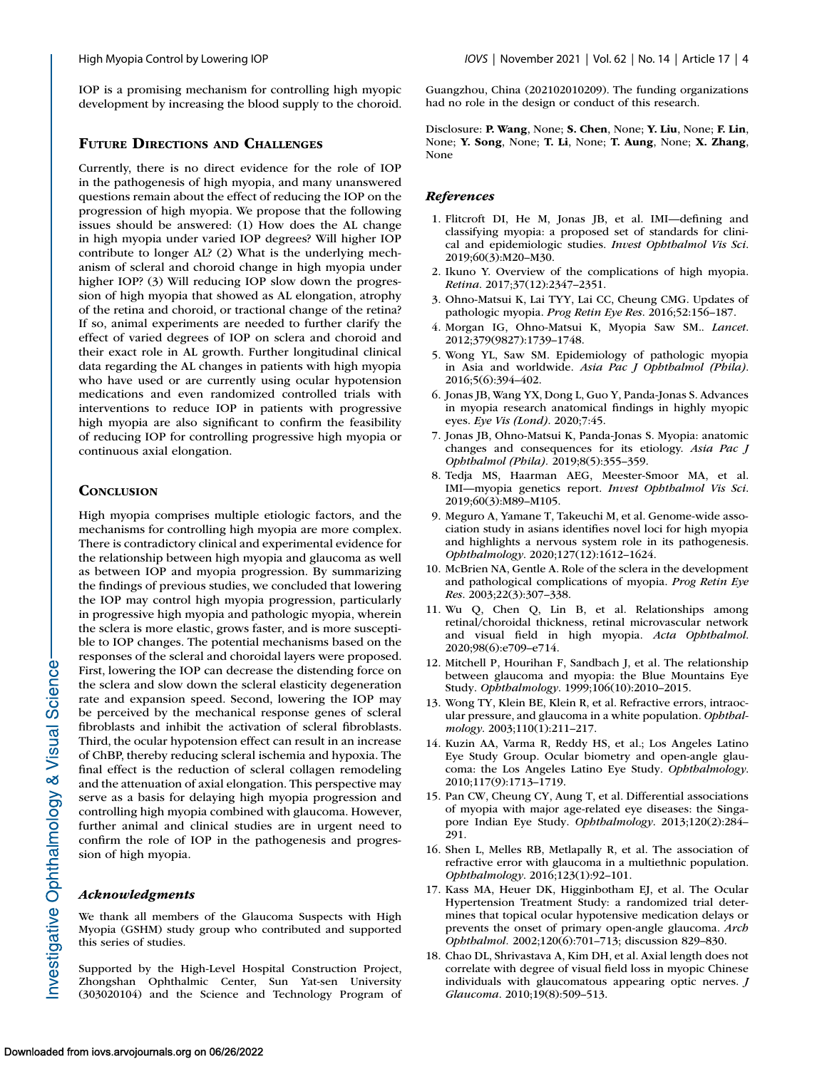IOP is a promising mechanism for controlling high myopic development by increasing the blood supply to the choroid.

## Future Directions and Challenges

Currently, there is no direct evidence for the role of IOP in the pathogenesis of high myopia, and many unanswered questions remain about the effect of reducing the IOP on the progression of high myopia. We propose that the following issues should be answered: (1) How does the AL change in high myopia under varied IOP degrees? Will higher IOP contribute to longer AL? (2) What is the underlying mechanism of scleral and choroid change in high myopia under higher IOP? (3) Will reducing IOP slow down the progression of high myopia that showed as AL elongation, atrophy of the retina and choroid, or tractional change of the retina? If so, animal experiments are needed to further clarify the effect of varied degrees of IOP on sclera and choroid and their exact role in AL growth. Further longitudinal clinical data regarding the AL changes in patients with high myopia who have used or are currently using ocular hypotension medications and even randomized controlled trials with interventions to reduce IOP in patients with progressive high myopia are also significant to confirm the feasibility of reducing IOP for controlling progressive high myopia or continuous axial elongation.

## Conclusion

High myopia comprises multiple etiologic factors, and the mechanisms for controlling high myopia are more complex. There is contradictory clinical and experimental evidence for the relationship between high myopia and glaucoma as well as between IOP and myopia progression. By summarizing the findings of previous studies, we concluded that lowering the IOP may control high myopia progression, particularly in progressive high myopia and pathologic myopia, wherein the sclera is more elastic, grows faster, and is more susceptible to IOP changes. The potential mechanisms based on the responses of the scleral and choroidal layers were proposed. First, lowering the IOP can decrease the distending force on the sclera and slow down the scleral elasticity degeneration rate and expansion speed. Second, lowering the IOP may be perceived by the mechanical response genes of scleral fibroblasts and inhibit the activation of scleral fibroblasts. Third, the ocular hypotension effect can result in an increase of ChBP, thereby reducing scleral ischemia and hypoxia. The final effect is the reduction of scleral collagen remodeling and the attenuation of axial elongation. This perspective may serve as a basis for delaying high myopia progression and controlling high myopia combined with glaucoma. However, further animal and clinical studies are in urgent need to confirm the role of IOP in the pathogenesis and progression of high myopia.

### *Acknowledgments*

We thank all members of the Glaucoma Suspects with High Myopia (GSHM) study group who contributed and supported this series of studies.

Supported by the High-Level Hospital Construction Project, Zhongshan Ophthalmic Center, Sun Yat-sen University (303020104) and the Science and Technology Program of Guangzhou, China (202102010209). The funding organizations had no role in the design or conduct of this research.

Disclosure: **P. Wang**, None; **S. Chen**, None; **Y. Liu**, None; **F. Lin**, None; **Y. Song**, None; **T. Li**, None; **T. Aung**, None; **X. Zhang**, None

### *References*

1. Flitcroft DI, He M, Jonas JB, et al. IMI—defining and classifying myopia: a proposed set of standards for clinical and epidemiologic studies. *Invest Ophthalmol Vis Sci*. 2019;60(3):M20–M30.
2. Ikuno Y. Overview of the complications of high myopia. *Retina*. 2017;37(12):2347–2351.
3. Ohno-Matsui K, Lai TYY, Lai CC, Cheung CMG. Updates of pathologic myopia. *Prog Retin Eye Res*. 2016;52:156–187.
4. Morgan IG, Ohno-Matsui K, Myopia Saw SM.. *Lancet*. 2012;379(9827):1739–1748.
5. Wong YL, Saw SM. Epidemiology of pathologic myopia in Asia and worldwide. *Asia Pac J Ophthalmol (Phila)*. 2016;5(6):394–402.
6. Jonas JB, Wang YX, Dong L, Guo Y, Panda-Jonas S. Advances in myopia research anatomical findings in highly myopic eyes. *Eye Vis (Lond)*. 2020;7:45.
7. Jonas JB, Ohno-Matsui K, Panda-Jonas S. Myopia: anatomic changes and consequences for its etiology. *Asia Pac J Ophthalmol (Phila)*. 2019;8(5):355–359.
8. Tedja MS, Haarman AEG, Meester-Smoor MA, et al. IMI—myopia genetics report. *Invest Ophthalmol Vis Sci*. 2019;60(3):M89–M105.
9. Meguro A, Yamane T, Takeuchi M, et al. Genome-wide association study in asians identifies novel loci for high myopia and highlights a nervous system role in its pathogenesis. *Ophthalmology*. 2020;127(12):1612–1624.
10. McBrien NA, Gentle A. Role of the sclera in the development and pathological complications of myopia. *Prog Retin Eye Res*. 2003;22(3):307–338.
11. Wu Q, Chen Q, Lin B, et al. Relationships among retinal/choroidal thickness, retinal microvascular network and visual field in high myopia. *Acta Ophthalmol*. 2020;98(6):e709–e714.
12. Mitchell P, Hourihan F, Sandbach J, et al. The relationship between glaucoma and myopia: the Blue Mountains Eye Study. *Ophthalmology*. 1999;106(10):2010–2015.
13. Wong TY, Klein BE, Klein R, et al. Refractive errors, intraocular pressure, and glaucoma in a white population. *Ophthalmology*. 2003;110(1):211–217.
14. Kuzin AA, Varma R, Reddy HS, et al.; Los Angeles Latino Eye Study Group. Ocular biometry and open-angle glaucoma: the Los Angeles Latino Eye Study. *Ophthalmology*. 2010;117(9):1713–1719.
15. Pan CW, Cheung CY, Aung T, et al. Differential associations of myopia with major age-related eye diseases: the Singapore Indian Eye Study. *Ophthalmology*. 2013;120(2):284–291.
16. Shen L, Melles RB, Metlapally R, et al. The association of refractive error with glaucoma in a multiethnic population. *Ophthalmology*. 2016;123(1):92–101.
17. Kass MA, Heuer DK, Higginbotham EJ, et al. The Ocular Hypertension Treatment Study: a randomized trial determines that topical ocular hypotensive medication delays or prevents the onset of primary open-angle glaucoma. *Arch Ophthalmol*. 2002;120(6):701–713; discussion 829–830.
18. Chao DL, Shrivastava A, Kim DH, et al. Axial length does not correlate with degree of visual field loss in myopic Chinese individuals with glaucomatous appearing optic nerves. *J Glaucoma*. 2010;19(8):509–513.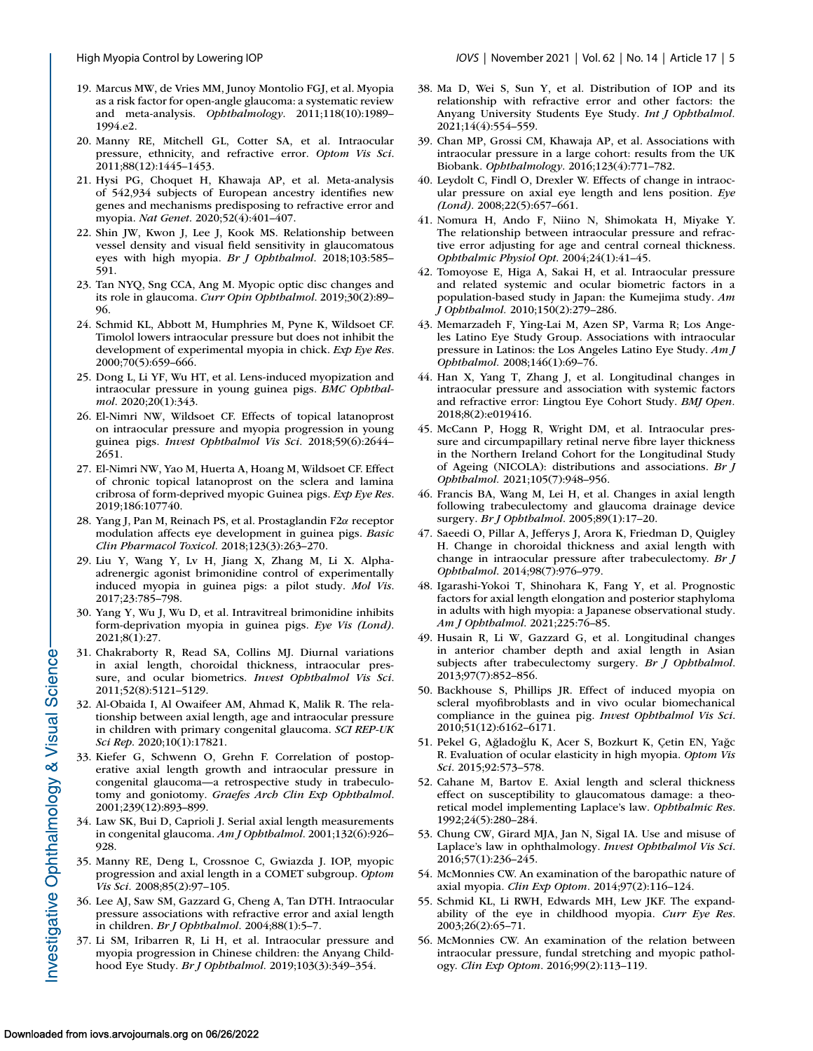19. Marcus MW, de Vries MM, Junoy Montolio FGJ, et al. Myopia as a risk factor for open-angle glaucoma: a systematic review and meta-analysis. *Ophthalmology*. 2011;118(10):1989–1994.e2.
20. Manny RE, Mitchell GL, Cotter SA, et al. Intraocular pressure, ethnicity, and refractive error. *Optom Vis Sci*. 2011;88(12):1445–1453.
21. Hysi PG, Choquet H, Khawaja AP, et al. Meta-analysis of 542,934 subjects of European ancestry identifies new genes and mechanisms predisposing to refractive error and myopia. *Nat Genet*. 2020;52(4):401–407.
22. Shin JW, Kwon J, Lee J, Kook MS. Relationship between vessel density and visual field sensitivity in glaucomatous eyes with high myopia. *Br J Ophthalmol*. 2018;103:585–591.
23. Tan NYQ, Sng CCA, Ang M. Myopic optic disc changes and its role in glaucoma. *Curr Opin Ophthalmol*. 2019;30(2):89–96.
24. Schmid KL, Abbott M, Humphries M, Pyne K, Wildsoet CF. Timolol lowers intraocular pressure but does not inhibit the development of experimental myopia in chick. *Exp Eye Res*. 2000;70(5):659–666.
25. Dong L, Li YF, Wu HT, et al. Lens-induced myopization and intraocular pressure in young guinea pigs. *BMC Ophthalmol*. 2020;20(1):343.
26. El-Nimri NW, Wildsoet CF. Effects of topical latanoprost on intraocular pressure and myopia progression in young guinea pigs. *Invest Ophthalmol Vis Sci*. 2018;59(6):2644–2651.
27. El-Nimri NW, Yao M, Huerta A, Hoang M, Wildsoet CF. Effect of chronic topical latanoprost on the sclera and lamina cribrosa of form-deprived myopic Guinea pigs. *Exp Eye Res*. 2019;186:107740.
28. Yang J, Pan M, Reinach PS, et al. Prostaglandin F2$\alpha$ receptor modulation affects eye development in guinea pigs. *Basic Clin Pharmacol Toxicol*. 2018;123(3):263–270.
29. Liu Y, Wang Y, Lv H, Jiang X, Zhang M, Li X. Alpha-adrenergic agonist brimonidine control of experimentally induced myopia in guinea pigs: a pilot study. *Mol Vis*. 2017;23:785–798.
30. Yang Y, Wu J, Wu D, et al. Intravitreal brimonidine inhibits form-deprivation myopia in guinea pigs. *Eye Vis (Lond)*. 2021;8(1):27.
31. Chakraborty R, Read SA, Collins MJ. Diurnal variations in axial length, choroidal thickness, intraocular pressure, and ocular biometrics. *Invest Ophthalmol Vis Sci*. 2011;52(8):5121–5129.
32. Al-Obaida I, Al Owaifeer AM, Ahmad K, Malik R. The relationship between axial length, age and intraocular pressure in children with primary congenital glaucoma. *SCI REP-UK Sci Rep*. 2020;10(1):17821.
33. Kiefer G, Schwenn O, Grehn F. Correlation of postoperative axial length growth and intraocular pressure in congenital glaucoma—a retrospective study in trabeculotomy and goniotomy. *Graefes Arch Clin Exp Ophthalmol*. 2001;239(12):893–899.
34. Law SK, Bui D, Caprioli J. Serial axial length measurements in congenital glaucoma. *Am J Ophthalmol*. 2001;132(6):926–928.
35. Manny RE, Deng L, Crossnoe C, Gwiazda J. IOP, myopic progression and axial length in a COMET subgroup. *Optom Vis Sci*. 2008;85(2):97–105.
36. Lee AJ, Saw SM, Gazzard G, Cheng A, Tan DTH. Intraocular pressure associations with refractive error and axial length in children. *Br J Ophthalmol*. 2004;88(1):5–7.
37. Li SM, Iribarren R, Li H, et al. Intraocular pressure and myopia progression in Chinese children: the Anyang Childhood Eye Study. *Br J Ophthalmol*. 2019;103(3):349–354.
38. Ma D, Wei S, Sun Y, et al. Distribution of IOP and its relationship with refractive error and other factors: the Anyang University Students Eye Study. *Int J Ophthalmol*. 2021;14(4):554–559.
39. Chan MP, Grossi CM, Khawaja AP, et al. Associations with intraocular pressure in a large cohort: results from the UK Biobank. *Ophthalmology*. 2016;123(4):771–782.
40. Leydolt C, Findl O, Drexler W. Effects of change in intraocular pressure on axial eye length and lens position. *Eye (Lond)*. 2008;22(5):657–661.
41. Nomura H, Ando F, Niino N, Shimokata H, Miyake Y. The relationship between intraocular pressure and refractive error adjusting for age and central corneal thickness. *Ophthalmic Physiol Opt*. 2004;24(1):41–45.
42. Tomoyose E, Higa A, Sakai H, et al. Intraocular pressure and related systemic and ocular biometric factors in a population-based study in Japan: the Kumejima study. *Am J Ophthalmol*. 2010;150(2):279–286.
43. Memarzadeh F, Ying-Lai M, Azen SP, Varma R; Los Angeles Latino Eye Study Group. Associations with intraocular pressure in Latinos: the Los Angeles Latino Eye Study. *Am J Ophthalmol*. 2008;146(1):69–76.
44. Han X, Yang T, Zhang J, et al. Longitudinal changes in intraocular pressure and association with systemic factors and refractive error: Lingtou Eye Cohort Study. *BMJ Open*. 2018;8(2):e019416.
45. McCann P, Hogg R, Wright DM, et al. Intraocular pressure and circumpapillary retinal nerve fibre layer thickness in the Northern Ireland Cohort for the Longitudinal Study of Ageing (NICOLA): distributions and associations. *Br J Ophthalmol*. 2021;105(7):948–956.
46. Francis BA, Wang M, Lei H, et al. Changes in axial length following trabeculectomy and glaucoma drainage device surgery. *Br J Ophthalmol*. 2005;89(1):17–20.
47. Saeedi O, Pillar A, Jefferys J, Arora K, Friedman D, Quigley H. Change in choroidal thickness and axial length with change in intraocular pressure after trabeculectomy. *Br J Ophthalmol*. 2014;98(7):976–979.
48. Igarashi-Yokoi T, Shinohara K, Fang Y, et al. Prognostic factors for axial length elongation and posterior staphyloma in adults with high myopia: a Japanese observational study. *Am J Ophthalmol*. 2021;225:76–85.
49. Husain R, Li W, Gazzard G, et al. Longitudinal changes in anterior chamber depth and axial length in Asian subjects after trabeculectomy surgery. *Br J Ophthalmol*. 2013;97(7):852–856.
50. Backhouse S, Phillips JR. Effect of induced myopia on scleral myofibroblasts and in vivo ocular biomechanical compliance in the guinea pig. *Invest Ophthalmol Vis Sci*. 2010;51(12):6162–6171.
51. Pekel G, Ağladoğlu K, Acer S, Bozkurt K, Çetin EN, Yağc R. Evaluation of ocular elasticity in high myopia. *Optom Vis Sci*. 2015;92:573–578.
52. Cahane M, Bartov E. Axial length and scleral thickness effect on susceptibility to glaucomatous damage: a theoretical model implementing Laplace's law. *Ophthalmic Res*. 1992;24(5):280–284.
53. Chung CW, Girard MJA, Jan N, Sigal IA. Use and misuse of Laplace's law in ophthalmology. *Invest Ophthalmol Vis Sci*. 2016;57(1):236–245.
54. McMonnies CW. An examination of the baropathic nature of axial myopia. *Clin Exp Optom*. 2014;97(2):116–124.
55. Schmid KL, Li RWH, Edwards MH, Lew JKF. The expandability of the eye in childhood myopia. *Curr Eye Res*. 2003;26(2):65–71.
56. McMonnies CW. An examination of the relation between intraocular pressure, fundal stretching and myopic pathology. *Clin Exp Optom*. 2016;99(2):113–119.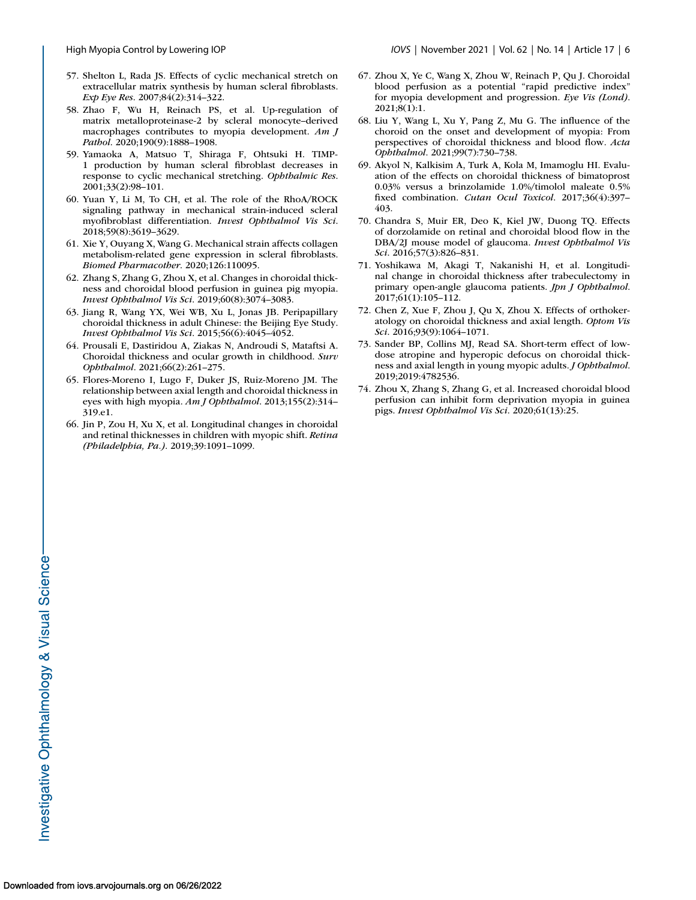57. Shelton L, Rada JS. Effects of cyclic mechanical stretch on extracellular matrix synthesis by human scleral fibroblasts. *Exp Eye Res*. 2007;84(2):314–322.
58. Zhao F, Wu H, Reinach PS, et al. Up-regulation of matrix metalloproteinase-2 by scleral monocyte–derived macrophages contributes to myopia development. *Am J Pathol*. 2020;190(9):1888–1908.
59. Yamaoka A, Matsuo T, Shiraga F, Ohtsuki H. TIMP-1 production by human scleral fibroblast decreases in response to cyclic mechanical stretching. *Ophthalmic Res*. 2001;33(2):98–101.
60. Yuan Y, Li M, To CH, et al. The role of the RhoA/ROCK signaling pathway in mechanical strain-induced scleral myofibroblast differentiation. *Invest Ophthalmol Vis Sci*. 2018;59(8):3619–3629.
61. Xie Y, Ouyang X, Wang G. Mechanical strain affects collagen metabolism-related gene expression in scleral fibroblasts. *Biomed Pharmacother*. 2020;126:110095.
62. Zhang S, Zhang G, Zhou X, et al. Changes in choroidal thickness and choroidal blood perfusion in guinea pig myopia. *Invest Ophthalmol Vis Sci*. 2019;60(8):3074–3083.
63. Jiang R, Wang YX, Wei WB, Xu L, Jonas JB. Peripapillary choroidal thickness in adult Chinese: the Beijing Eye Study. *Invest Ophthalmol Vis Sci*. 2015;56(6):4045–4052.
64. Prousali E, Dastiridou A, Ziakas N, Androudi S, Mataftsi A. Choroidal thickness and ocular growth in childhood. *Surv Ophthalmol*. 2021;66(2):261–275.
65. Flores-Moreno I, Lugo F, Duker JS, Ruiz-Moreno JM. The relationship between axial length and choroidal thickness in eyes with high myopia. *Am J Ophthalmol*. 2013;155(2):314–319.e1.
66. Jin P, Zou H, Xu X, et al. Longitudinal changes in choroidal and retinal thicknesses in children with myopic shift. *Retina (Philadelphia, Pa.)*. 2019;39:1091–1099.
67. Zhou X, Ye C, Wang X, Zhou W, Reinach P, Qu J. Choroidal blood perfusion as a potential "rapid predictive index" for myopia development and progression. *Eye Vis (Lond)*. 2021;8(1):1.
68. Liu Y, Wang L, Xu Y, Pang Z, Mu G. The influence of the choroid on the onset and development of myopia: From perspectives of choroidal thickness and blood flow. *Acta Ophthalmol*. 2021;99(7):730–738.
69. Akyol N, Kalkisim A, Turk A, Kola M, Imamoglu HI. Evaluation of the effects on choroidal thickness of bimatoprost 0.03% versus a brinzolamide 1.0%/timolol maleate 0.5% fixed combination. *Cutan Ocul Toxicol*. 2017;36(4):397–403.
70. Chandra S, Muir ER, Deo K, Kiel JW, Duong TQ. Effects of dorzolamide on retinal and choroidal blood flow in the DBA/2J mouse model of glaucoma. *Invest Ophthalmol Vis Sci*. 2016;57(3):826–831.
71. Yoshikawa M, Akagi T, Nakanishi H, et al. Longitudinal change in choroidal thickness after trabeculectomy in primary open-angle glaucoma patients. *Jpn J Ophthalmol*. 2017;61(1):105–112.
72. Chen Z, Xue F, Zhou J, Qu X, Zhou X. Effects of orthokeratology on choroidal thickness and axial length. *Optom Vis Sci*. 2016;93(9):1064–1071.
73. Sander BP, Collins MJ, Read SA. Short-term effect of low-dose atropine and hyperopic defocus on choroidal thickness and axial length in young myopic adults. *J Ophthalmol*. 2019;2019:4782536.
74. Zhou X, Zhang S, Zhang G, et al. Increased choroidal blood perfusion can inhibit form deprivation myopia in guinea pigs. *Invest Ophthalmol Vis Sci*. 2020;61(13):25.